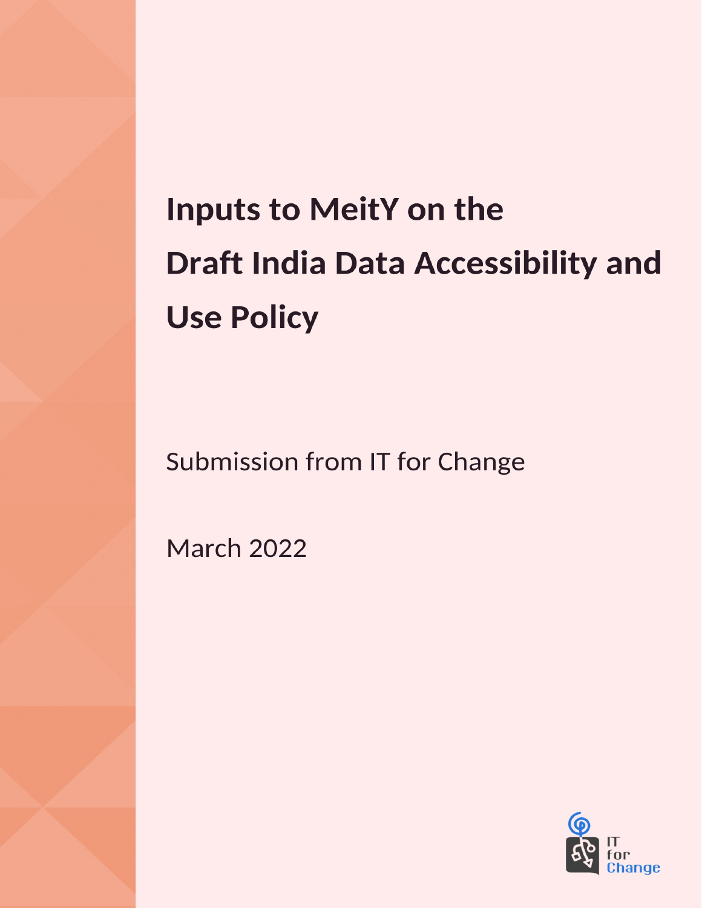# Inputs to MeitY on the Draft India Data Accessibility and Use Policy

Submission from IT for Change

March 2022

IT for Change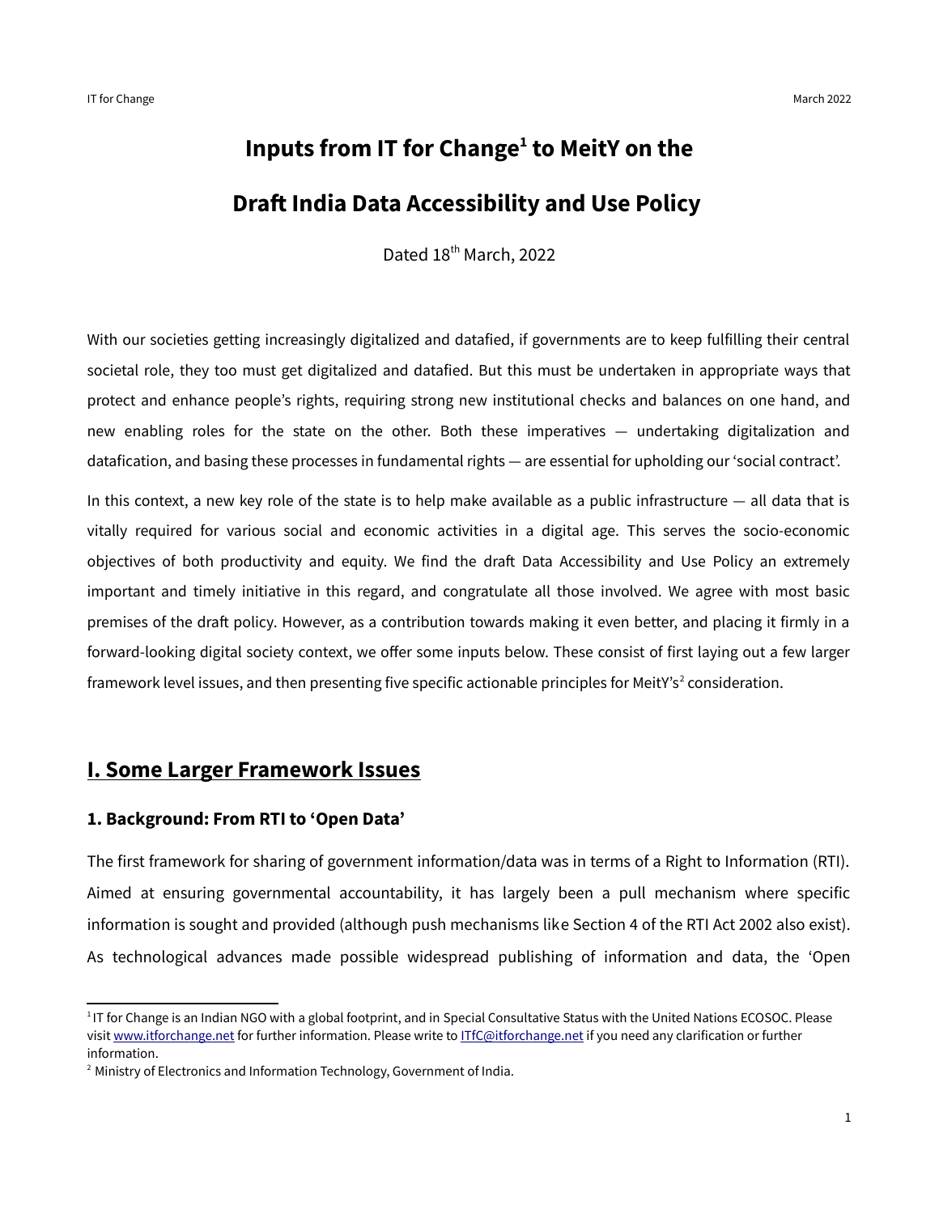# Inputs from IT for Change[1] to MeitY on the

# Draft India Data Accessibility and Use Policy

Dated 18th March, 2022

With our societies getting increasingly digitalized and datafied, if governments are to keep fulfilling their central societal role, they too must get digitalized and datafied. But this must be undertaken in appropriate ways that protect and enhance people's rights, requiring strong new institutional checks and balances on one hand, and new enabling roles for the state on the other. Both these imperatives — undertaking digitalization and datafication, and basing these processes in fundamental rights — are essential for upholding our 'social contract'.

In this context, a new key role of the state is to help make available as a public infrastructure — all data that is vitally required for various social and economic activities in a digital age. This serves the socio-economic objectives of both productivity and equity. We find the draft Data Accessibility and Use Policy an extremely important and timely initiative in this regard, and congratulate all those involved. We agree with most basic premises of the draft policy. However, as a contribution towards making it even better, and placing it firmly in a forward-looking digital society context, we offer some inputs below. These consist of first laying out a few larger framework level issues, and then presenting five specific actionable principles for MeitY's[2] consideration.

## I. Some Larger Framework Issues

### 1. Background: From RTI to 'Open Data'

The first framework for sharing of government information/data was in terms of a Right to Information (RTI). Aimed at ensuring governmental accountability, it has largely been a pull mechanism where specific information is sought and provided (although push mechanisms like Section 4 of the RTI Act 2002 also exist). As technological advances made possible widespread publishing of information and data, the 'Open

---

[1] IT for Change is an Indian NGO with a global footprint, and in Special Consultative Status with the United Nations ECOSOC. Please visit [www.itforchange.net](http://www.itforchange.net) for further information. Please write to [ITfC@itforchange.net](mailto:ITfC@itforchange.net) if you need any clarification or further information.

[2] Ministry of Electronics and Information Technology, Government of India.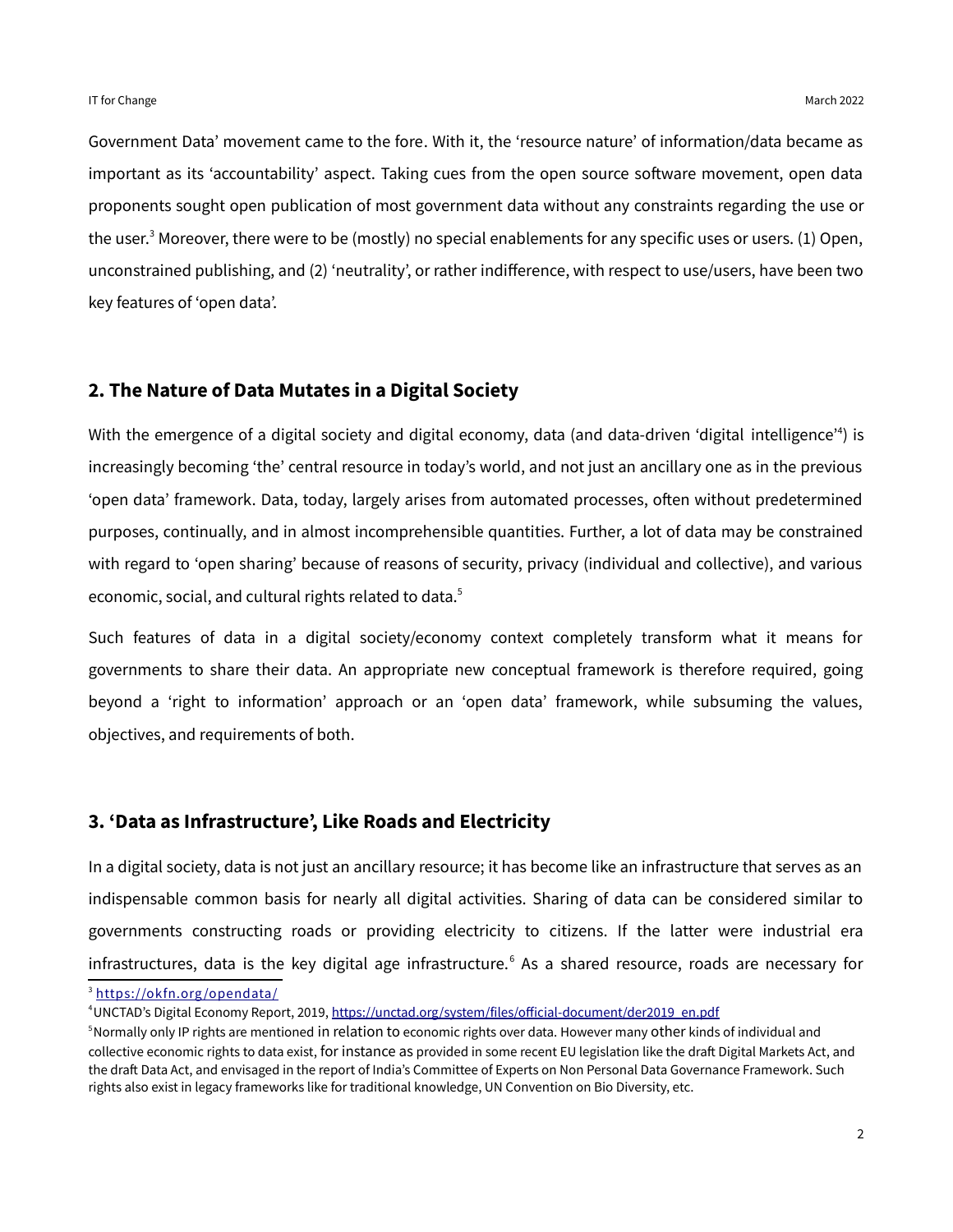Government Data' movement came to the fore. With it, the 'resource nature' of information/data became as important as its 'accountability' aspect. Taking cues from the open source software movement, open data proponents sought open publication of most government data without any constraints regarding the use or the user.[3] Moreover, there were to be (mostly) no special enablements for any specific uses or users. (1) Open, unconstrained publishing, and (2) 'neutrality', or rather indifference, with respect to use/users, have been two key features of 'open data'.

## 2. The Nature of Data Mutates in a Digital Society

With the emergence of a digital society and digital economy, data (and data-driven 'digital intelligence'[4]) is increasingly becoming 'the' central resource in today's world, and not just an ancillary one as in the previous 'open data' framework. Data, today, largely arises from automated processes, often without predetermined purposes, continually, and in almost incomprehensible quantities. Further, a lot of data may be constrained with regard to 'open sharing' because of reasons of security, privacy (individual and collective), and various economic, social, and cultural rights related to data.[5]

Such features of data in a digital society/economy context completely transform what it means for governments to share their data. An appropriate new conceptual framework is therefore required, going beyond a 'right to information' approach or an 'open data' framework, while subsuming the values, objectives, and requirements of both.

## 3. 'Data as Infrastructure', Like Roads and Electricity

In a digital society, data is not just an ancillary resource; it has become like an infrastructure that serves as an indispensable common basis for nearly all digital activities. Sharing of data can be considered similar to governments constructing roads or providing electricity to citizens. If the latter were industrial era infrastructures, data is the key digital age infrastructure.[6] As a shared resource, roads are necessary for

---

[3] https://okfn.org/opendata/

[4] UNCTAD's Digital Economy Report, 2019, https://unctad.org/system/files/official-document/der2019_en.pdf

[5] Normally only IP rights are mentioned in relation to economic rights over data. However many other kinds of individual and collective economic rights to data exist, for instance as provided in some recent EU legislation like the draft Digital Markets Act, and the draft Data Act, and envisaged in the report of India's Committee of Experts on Non Personal Data Governance Framework. Such rights also exist in legacy frameworks like for traditional knowledge, UN Convention on Bio Diversity, etc.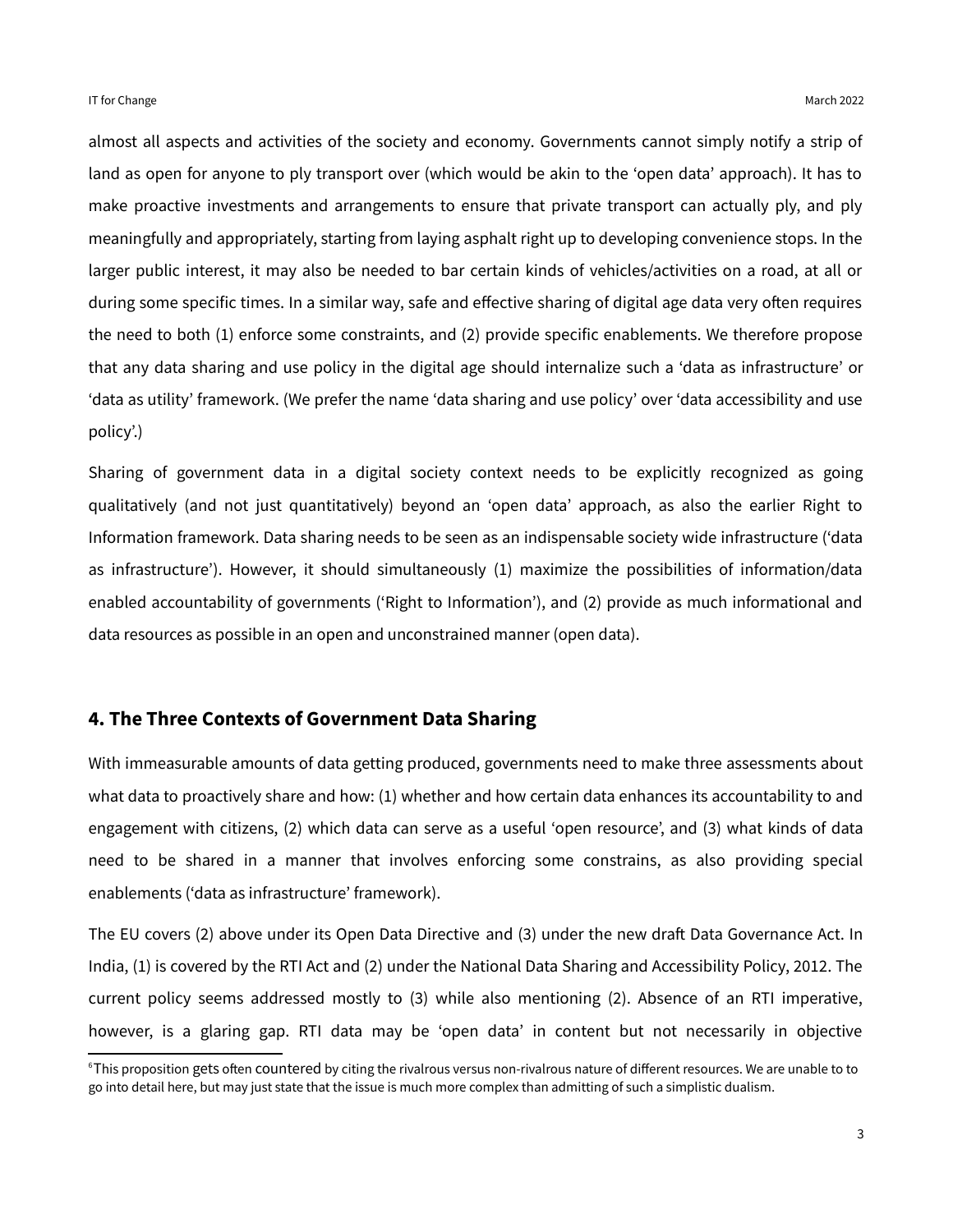almost all aspects and activities of the society and economy. Governments cannot simply notify a strip of land as open for anyone to ply transport over (which would be akin to the 'open data' approach). It has to make proactive investments and arrangements to ensure that private transport can actually ply, and ply meaningfully and appropriately, starting from laying asphalt right up to developing convenience stops. In the larger public interest, it may also be needed to bar certain kinds of vehicles/activities on a road, at all or during some specific times. In a similar way, safe and effective sharing of digital age data very often requires the need to both (1) enforce some constraints, and (2) provide specific enablements. We therefore propose that any data sharing and use policy in the digital age should internalize such a 'data as infrastructure' or 'data as utility' framework. (We prefer the name 'data sharing and use policy' over 'data accessibility and use policy'.)

Sharing of government data in a digital society context needs to be explicitly recognized as going qualitatively (and not just quantitatively) beyond an 'open data' approach, as also the earlier Right to Information framework. Data sharing needs to be seen as an indispensable society wide infrastructure ('data as infrastructure'). However, it should simultaneously (1) maximize the possibilities of information/data enabled accountability of governments ('Right to Information'), and (2) provide as much informational and data resources as possible in an open and unconstrained manner (open data).

## 4. The Three Contexts of Government Data Sharing

With immeasurable amounts of data getting produced, governments need to make three assessments about what data to proactively share and how: (1) whether and how certain data enhances its accountability to and engagement with citizens, (2) which data can serve as a useful 'open resource', and (3) what kinds of data need to be shared in a manner that involves enforcing some constrains, as also providing special enablements ('data as infrastructure' framework).

The EU covers (2) above under its Open Data Directive and (3) under the new draft Data Governance Act. In India, (1) is covered by the RTI Act and (2) under the National Data Sharing and Accessibility Policy, 2012. The current policy seems addressed mostly to (3) while also mentioning (2). Absence of an RTI imperative, however, is a glaring gap. RTI data may be 'open data' in content but not necessarily in objective

[6] This proposition gets often countered by citing the rivalrous versus non-rivalrous nature of different resources. We are unable to to go into detail here, but may just state that the issue is much more complex than admitting of such a simplistic dualism.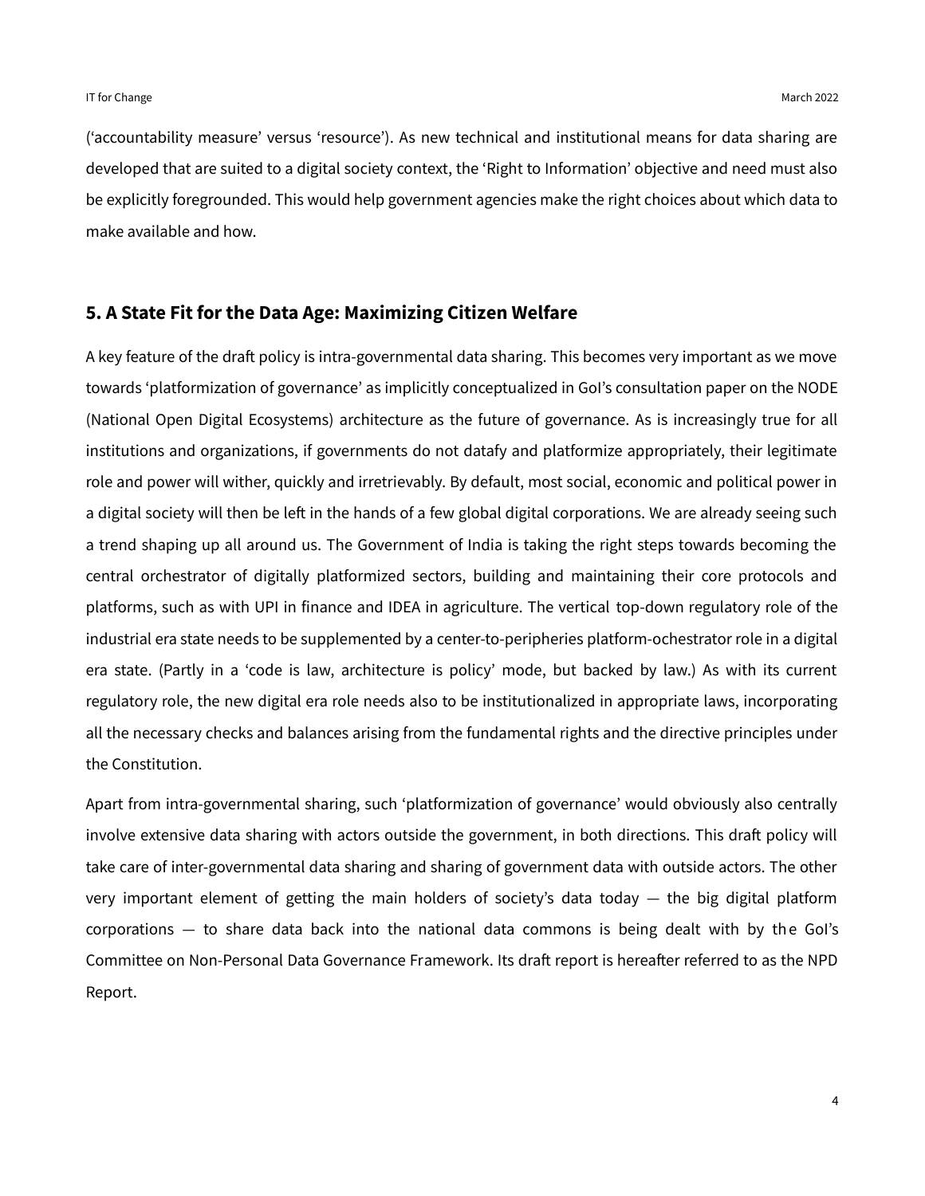(‘accountability measure’ versus ‘resource’). As new technical and institutional means for data sharing are developed that are suited to a digital society context, the ‘Right to Information’ objective and need must also be explicitly foregrounded. This would help government agencies make the right choices about which data to make available and how.

## 5. A State Fit for the Data Age: Maximizing Citizen Welfare

A key feature of the draft policy is intra-governmental data sharing. This becomes very important as we move towards ‘platformization of governance’ as implicitly conceptualized in GoI’s consultation paper on the NODE (National Open Digital Ecosystems) architecture as the future of governance. As is increasingly true for all institutions and organizations, if governments do not datafy and platformize appropriately, their legitimate role and power will wither, quickly and irretrievably. By default, most social, economic and political power in a digital society will then be left in the hands of a few global digital corporations. We are already seeing such a trend shaping up all around us. The Government of India is taking the right steps towards becoming the central orchestrator of digitally platformized sectors, building and maintaining their core protocols and platforms, such as with UPI in finance and IDEA in agriculture. The vertical top-down regulatory role of the industrial era state needs to be supplemented by a center-to-peripheries platform-ochestrator role in a digital era state. (Partly in a ‘code is law, architecture is policy’ mode, but backed by law.) As with its current regulatory role, the new digital era role needs also to be institutionalized in appropriate laws, incorporating all the necessary checks and balances arising from the fundamental rights and the directive principles under the Constitution.

Apart from intra-governmental sharing, such ‘platformization of governance’ would obviously also centrally involve extensive data sharing with actors outside the government, in both directions. This draft policy will take care of inter-governmental data sharing and sharing of government data with outside actors. The other very important element of getting the main holders of society’s data today — the big digital platform corporations — to share data back into the national data commons is being dealt with by the GoI’s Committee on Non-Personal Data Governance Framework. Its draft report is hereafter referred to as the NPD Report.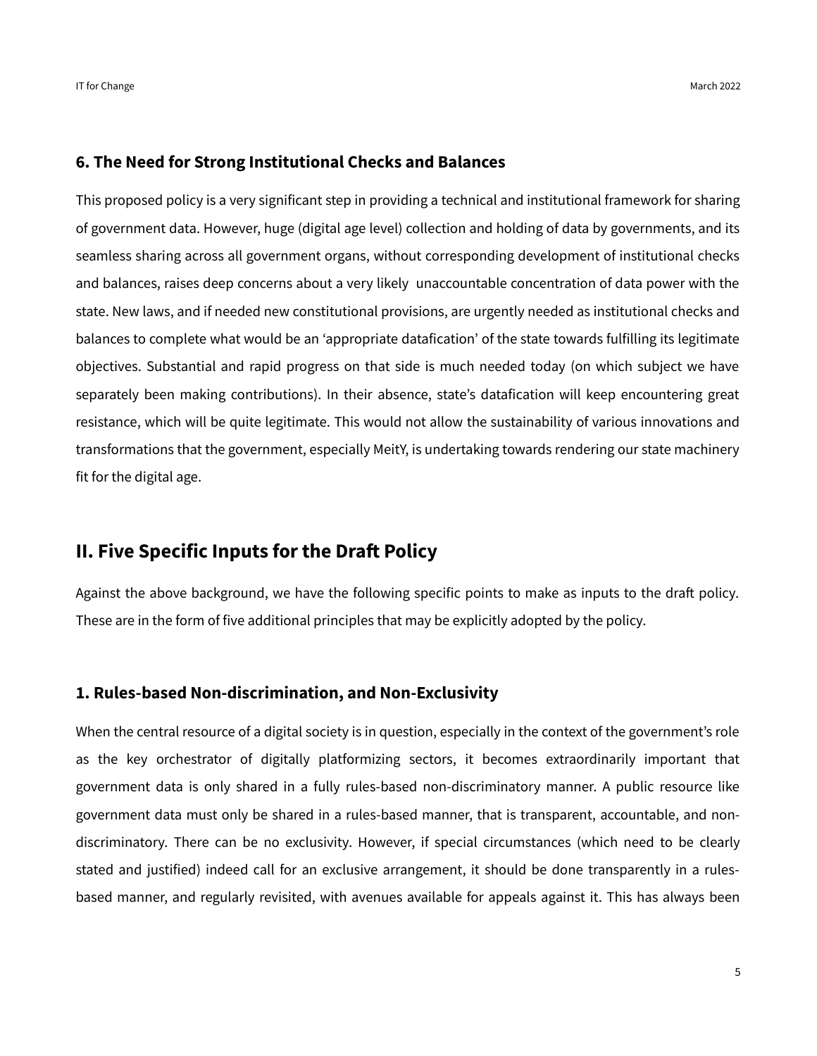### 6. The Need for Strong Institutional Checks and Balances

This proposed policy is a very significant step in providing a technical and institutional framework for sharing of government data. However, huge (digital age level) collection and holding of data by governments, and its seamless sharing across all government organs, without corresponding development of institutional checks and balances, raises deep concerns about a very likely unaccountable concentration of data power with the state. New laws, and if needed new constitutional provisions, are urgently needed as institutional checks and balances to complete what would be an 'appropriate datafication' of the state towards fulfilling its legitimate objectives. Substantial and rapid progress on that side is much needed today (on which subject we have separately been making contributions). In their absence, state's datafication will keep encountering great resistance, which will be quite legitimate. This would not allow the sustainability of various innovations and transformations that the government, especially MeitY, is undertaking towards rendering our state machinery fit for the digital age.

## II. Five Specific Inputs for the Draft Policy

Against the above background, we have the following specific points to make as inputs to the draft policy. These are in the form of five additional principles that may be explicitly adopted by the policy.

### 1. Rules-based Non-discrimination, and Non-Exclusivity

When the central resource of a digital society is in question, especially in the context of the government's role as the key orchestrator of digitally platformizing sectors, it becomes extraordinarily important that government data is only shared in a fully rules-based non-discriminatory manner. A public resource like government data must only be shared in a rules-based manner, that is transparent, accountable, and non-discriminatory. There can be no exclusivity. However, if special circumstances (which need to be clearly stated and justified) indeed call for an exclusive arrangement, it should be done transparently in a rules-based manner, and regularly revisited, with avenues available for appeals against it. This has always been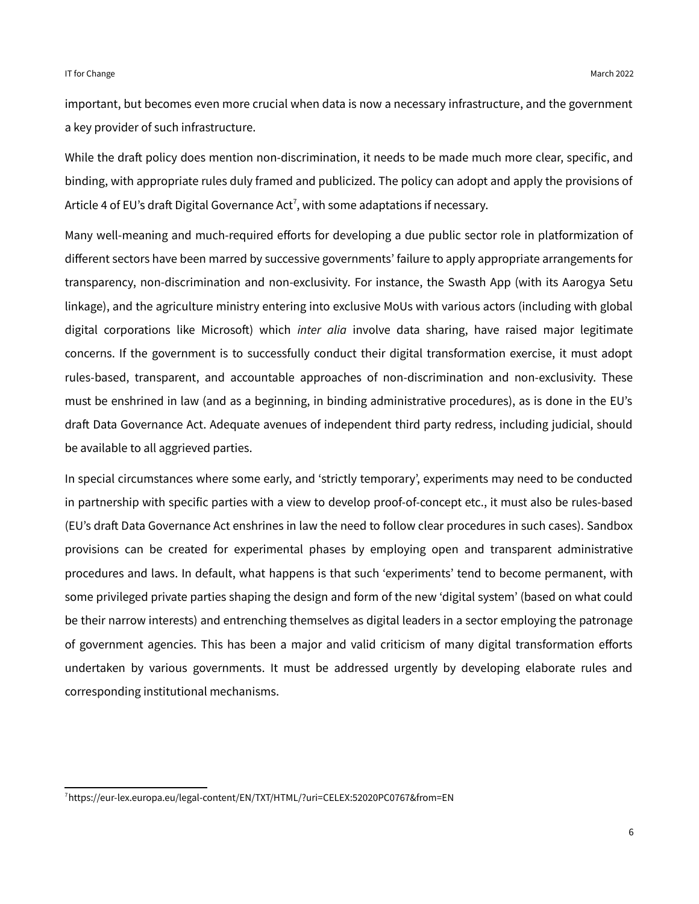important, but becomes even more crucial when data is now a necessary infrastructure, and the government a key provider of such infrastructure.

While the draft policy does mention non-discrimination, it needs to be made much more clear, specific, and binding, with appropriate rules duly framed and publicized. The policy can adopt and apply the provisions of Article 4 of EU's draft Digital Governance Act[7], with some adaptations if necessary.

Many well-meaning and much-required efforts for developing a due public sector role in platformization of different sectors have been marred by successive governments' failure to apply appropriate arrangements for transparency, non-discrimination and non-exclusivity. For instance, the Swasth App (with its Aarogya Setu linkage), and the agriculture ministry entering into exclusive MoUs with various actors (including with global digital corporations like Microsoft) which *inter alia* involve data sharing, have raised major legitimate concerns. If the government is to successfully conduct their digital transformation exercise, it must adopt rules-based, transparent, and accountable approaches of non-discrimination and non-exclusivity. These must be enshrined in law (and as a beginning, in binding administrative procedures), as is done in the EU's draft Data Governance Act. Adequate avenues of independent third party redress, including judicial, should be available to all aggrieved parties.

In special circumstances where some early, and 'strictly temporary', experiments may need to be conducted in partnership with specific parties with a view to develop proof-of-concept etc., it must also be rules-based (EU's draft Data Governance Act enshrines in law the need to follow clear procedures in such cases). Sandbox provisions can be created for experimental phases by employing open and transparent administrative procedures and laws. In default, what happens is that such 'experiments' tend to become permanent, with some privileged private parties shaping the design and form of the new 'digital system' (based on what could be their narrow interests) and entrenching themselves as digital leaders in a sector employing the patronage of government agencies. This has been a major and valid criticism of many digital transformation efforts undertaken by various governments. It must be addressed urgently by developing elaborate rules and corresponding institutional mechanisms.

[7] https://eur-lex.europa.eu/legal-content/EN/TXT/HTML/?uri=CELEX:52020PC0767&from=EN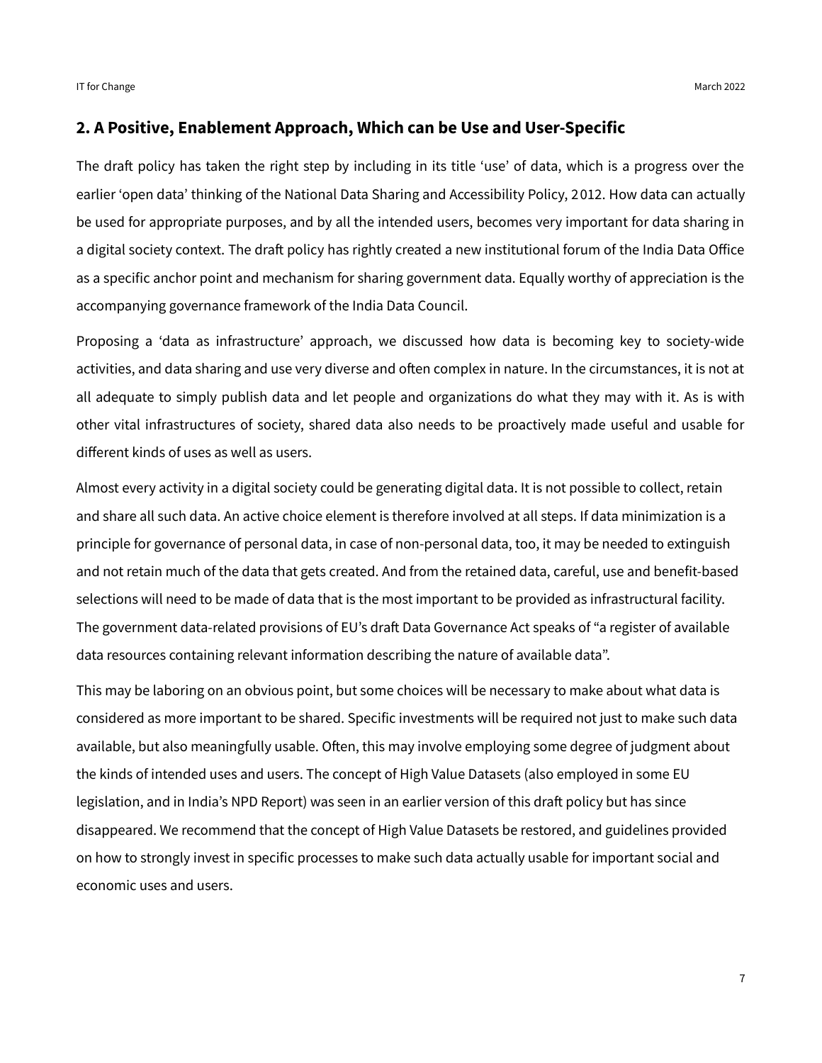## 2. A Positive, Enablement Approach, Which can be Use and User-Specific

The draft policy has taken the right step by including in its title 'use' of data, which is a progress over the earlier 'open data' thinking of the National Data Sharing and Accessibility Policy, 2012. How data can actually be used for appropriate purposes, and by all the intended users, becomes very important for data sharing in a digital society context. The draft policy has rightly created a new institutional forum of the India Data Office as a specific anchor point and mechanism for sharing government data. Equally worthy of appreciation is the accompanying governance framework of the India Data Council.

Proposing a 'data as infrastructure' approach, we discussed how data is becoming key to society-wide activities, and data sharing and use very diverse and often complex in nature. In the circumstances, it is not at all adequate to simply publish data and let people and organizations do what they may with it. As is with other vital infrastructures of society, shared data also needs to be proactively made useful and usable for different kinds of uses as well as users.

Almost every activity in a digital society could be generating digital data. It is not possible to collect, retain and share all such data. An active choice element is therefore involved at all steps. If data minimization is a principle for governance of personal data, in case of non-personal data, too, it may be needed to extinguish and not retain much of the data that gets created. And from the retained data, careful, use and benefit-based selections will need to be made of data that is the most important to be provided as infrastructural facility. The government data-related provisions of EU's draft Data Governance Act speaks of "a register of available data resources containing relevant information describing the nature of available data".

This may be laboring on an obvious point, but some choices will be necessary to make about what data is considered as more important to be shared. Specific investments will be required not just to make such data available, but also meaningfully usable. Often, this may involve employing some degree of judgment about the kinds of intended uses and users. The concept of High Value Datasets (also employed in some EU legislation, and in India's NPD Report) was seen in an earlier version of this draft policy but has since disappeared. We recommend that the concept of High Value Datasets be restored, and guidelines provided on how to strongly invest in specific processes to make such data actually usable for important social and economic uses and users.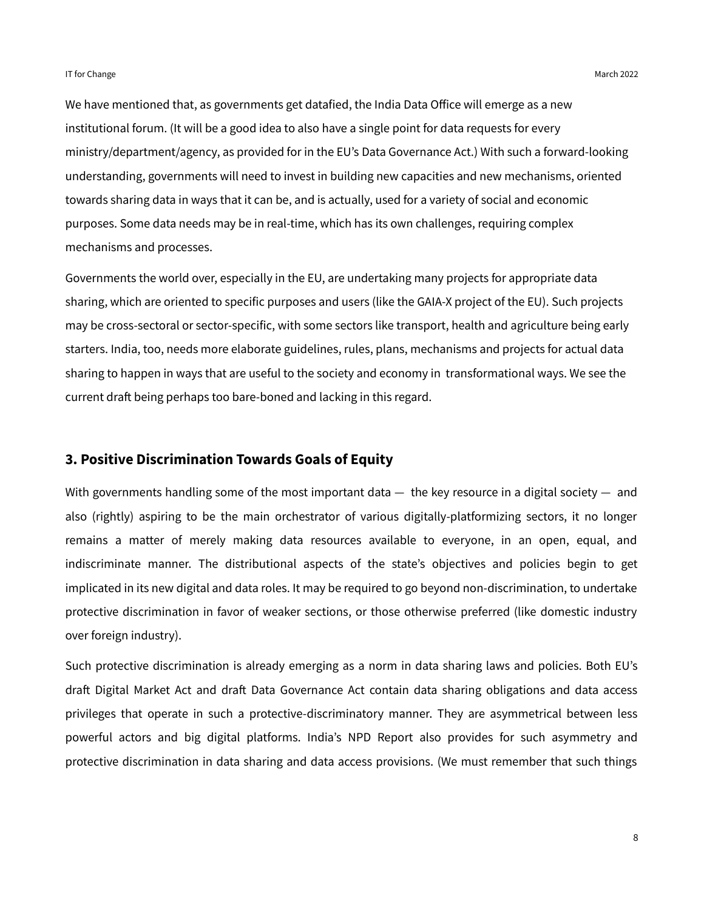We have mentioned that, as governments get datafied, the India Data Office will emerge as a new institutional forum. (It will be a good idea to also have a single point for data requests for every ministry/department/agency, as provided for in the EU's Data Governance Act.) With such a forward-looking understanding, governments will need to invest in building new capacities and new mechanisms, oriented towards sharing data in ways that it can be, and is actually, used for a variety of social and economic purposes. Some data needs may be in real-time, which has its own challenges, requiring complex mechanisms and processes.

Governments the world over, especially in the EU, are undertaking many projects for appropriate data sharing, which are oriented to specific purposes and users (like the GAIA-X project of the EU). Such projects may be cross-sectoral or sector-specific, with some sectors like transport, health and agriculture being early starters. India, too, needs more elaborate guidelines, rules, plans, mechanisms and projects for actual data sharing to happen in ways that are useful to the society and economy in transformational ways. We see the current draft being perhaps too bare-boned and lacking in this regard.

## 3. Positive Discrimination Towards Goals of Equity

With governments handling some of the most important data — the key resource in a digital society — and also (rightly) aspiring to be the main orchestrator of various digitally-platformizing sectors, it no longer remains a matter of merely making data resources available to everyone, in an open, equal, and indiscriminate manner. The distributional aspects of the state's objectives and policies begin to get implicated in its new digital and data roles. It may be required to go beyond non-discrimination, to undertake protective discrimination in favor of weaker sections, or those otherwise preferred (like domestic industry over foreign industry).

Such protective discrimination is already emerging as a norm in data sharing laws and policies. Both EU's draft Digital Market Act and draft Data Governance Act contain data sharing obligations and data access privileges that operate in such a protective-discriminatory manner. They are asymmetrical between less powerful actors and big digital platforms. India's NPD Report also provides for such asymmetry and protective discrimination in data sharing and data access provisions. (We must remember that such things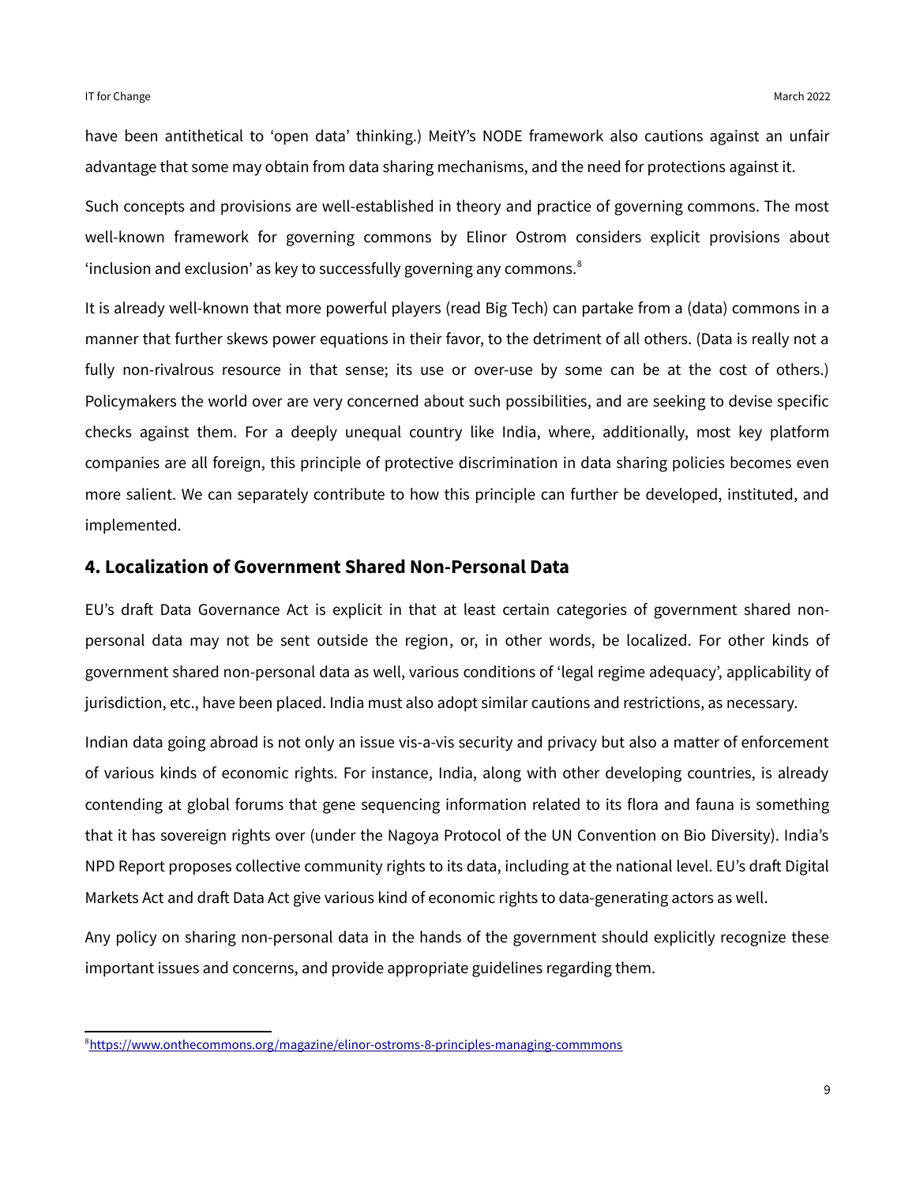have been antithetical to 'open data' thinking.) MeitY's NODE framework also cautions against an unfair advantage that some may obtain from data sharing mechanisms, and the need for protections against it.

Such concepts and provisions are well-established in theory and practice of governing commons. The most well-known framework for governing commons by Elinor Ostrom considers explicit provisions about 'inclusion and exclusion' as key to successfully governing any commons.[8]

It is already well-known that more powerful players (read Big Tech) can partake from a (data) commons in a manner that further skews power equations in their favor, to the detriment of all others. (Data is really not a fully non-rivalrous resource in that sense; its use or over-use by some can be at the cost of others.) Policymakers the world over are very concerned about such possibilities, and are seeking to devise specific checks against them. For a deeply unequal country like India, where, additionally, most key platform companies are all foreign, this principle of protective discrimination in data sharing policies becomes even more salient. We can separately contribute to how this principle can further be developed, instituted, and implemented.

## 4. Localization of Government Shared Non-Personal Data

EU's draft Data Governance Act is explicit in that at least certain categories of government shared non-personal data may not be sent outside the region, or, in other words, be localized. For other kinds of government shared non-personal data as well, various conditions of 'legal regime adequacy', applicability of jurisdiction, etc., have been placed. India must also adopt similar cautions and restrictions, as necessary.

Indian data going abroad is not only an issue vis-a-vis security and privacy but also a matter of enforcement of various kinds of economic rights. For instance, India, along with other developing countries, is already contending at global forums that gene sequencing information related to its flora and fauna is something that it has sovereign rights over (under the Nagoya Protocol of the UN Convention on Bio Diversity). India's NPD Report proposes collective community rights to its data, including at the national level. EU's draft Digital Markets Act and draft Data Act give various kind of economic rights to data-generating actors as well.

Any policy on sharing non-personal data in the hands of the government should explicitly recognize these important issues and concerns, and provide appropriate guidelines regarding them.

[8] https://www.onthecommons.org/magazine/elinor-ostroms-8-principles-managing-commmons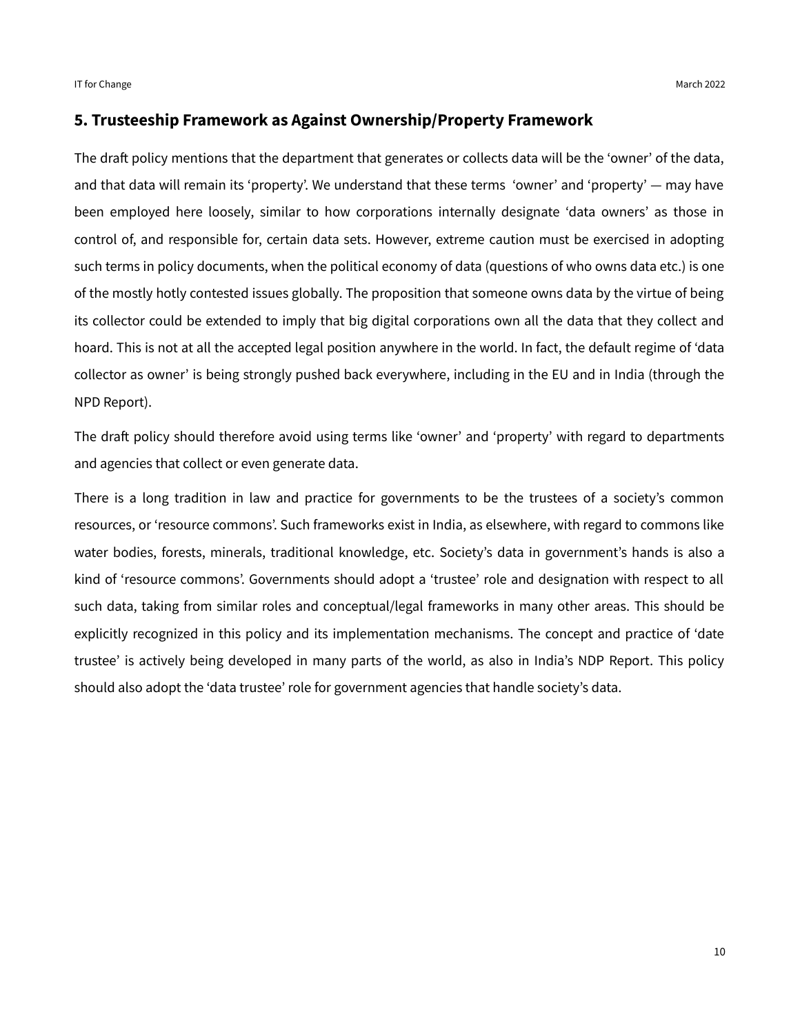## 5. Trusteeship Framework as Against Ownership/Property Framework

The draft policy mentions that the department that generates or collects data will be the 'owner' of the data, and that data will remain its 'property'. We understand that these terms 'owner' and 'property' — may have been employed here loosely, similar to how corporations internally designate 'data owners' as those in control of, and responsible for, certain data sets. However, extreme caution must be exercised in adopting such terms in policy documents, when the political economy of data (questions of who owns data etc.) is one of the mostly hotly contested issues globally. The proposition that someone owns data by the virtue of being its collector could be extended to imply that big digital corporations own all the data that they collect and hoard. This is not at all the accepted legal position anywhere in the world. In fact, the default regime of 'data collector as owner' is being strongly pushed back everywhere, including in the EU and in India (through the NPD Report).

The draft policy should therefore avoid using terms like 'owner' and 'property' with regard to departments and agencies that collect or even generate data.

There is a long tradition in law and practice for governments to be the trustees of a society's common resources, or 'resource commons'. Such frameworks exist in India, as elsewhere, with regard to commons like water bodies, forests, minerals, traditional knowledge, etc. Society's data in government's hands is also a kind of 'resource commons'. Governments should adopt a 'trustee' role and designation with respect to all such data, taking from similar roles and conceptual/legal frameworks in many other areas. This should be explicitly recognized in this policy and its implementation mechanisms. The concept and practice of 'date trustee' is actively being developed in many parts of the world, as also in India's NDP Report. This policy should also adopt the 'data trustee' role for government agencies that handle society's data.